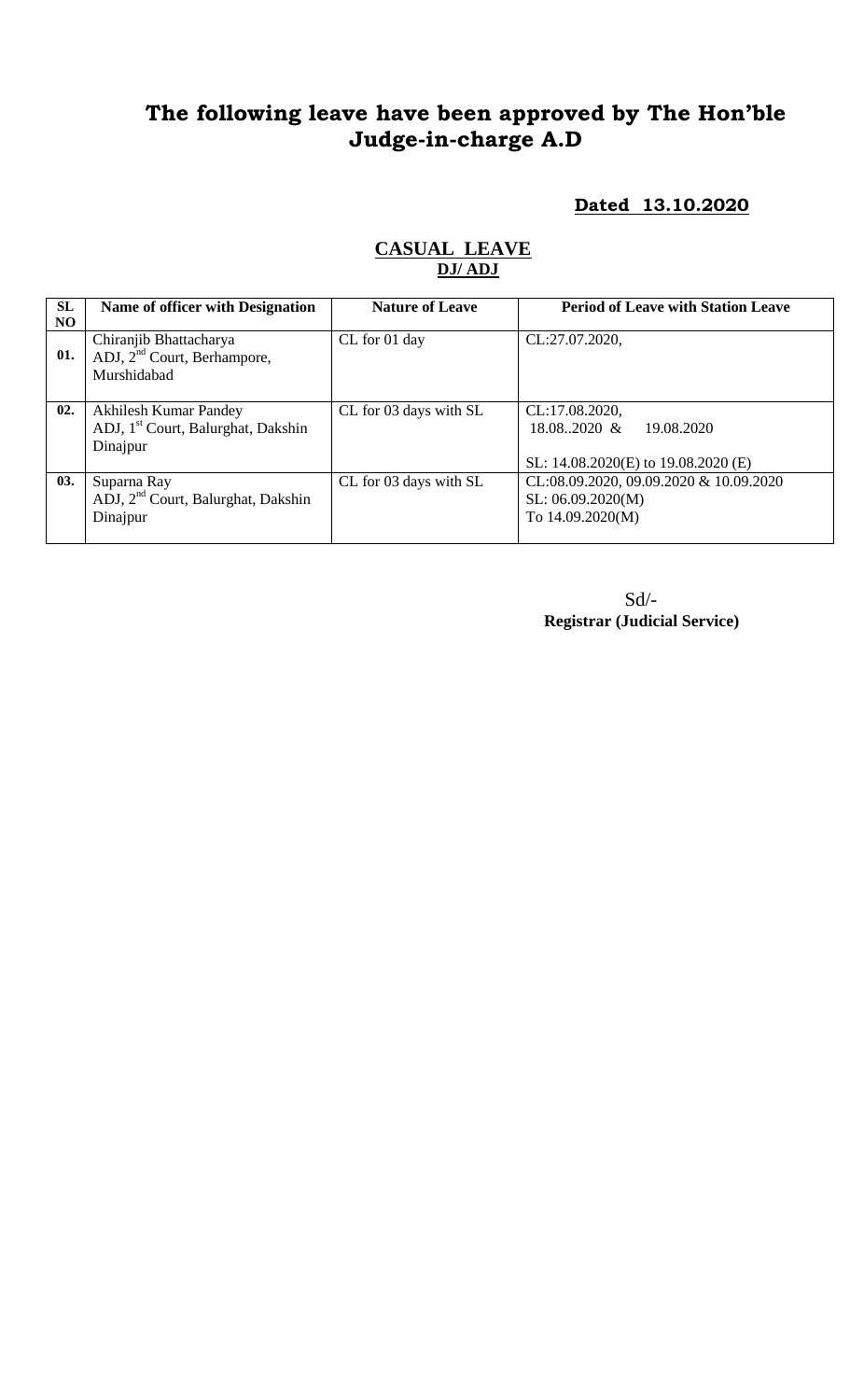# The following leave have been approved by The Hon'ble Judge-in-charge A.D

**Dated 13.10.2020**

## CASUAL LEAVE
### DJ/ ADJ

| SL NO | Name of officer with Designation | Nature of Leave | Period of Leave with Station Leave |
|---|---|---|---|
| 01. | Chiranjib Bhattacharya<br>ADJ, 2nd Court, Berhampore, Murshidabad | CL for 01 day | CL:27.07.2020, |
| 02. | Akhilesh Kumar Pandey<br>ADJ, 1st Court, Balurghat, Dakshin Dinajpur | CL for 03 days with SL | CL:17.08.2020,<br>18.08..2020 & 19.08.2020<br><br>SL: 14.08.2020(E) to 19.08.2020 (E) |
| 03. | Suparna Ray<br>ADJ, 2nd Court, Balurghat, Dakshin Dinajpur | CL for 03 days with SL | CL:08.09.2020, 09.09.2020 & 10.09.2020<br>SL: 06.09.2020(M)<br>To 14.09.2020(M) |

Sd/-
**Registrar (Judicial Service)**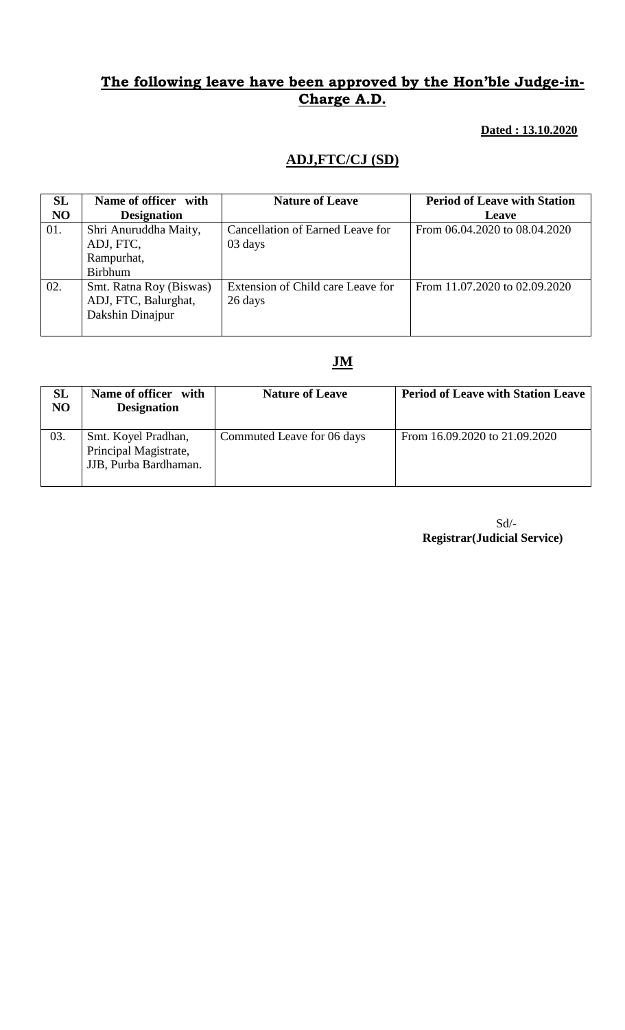## **The following leave have been approved by the Hon'ble Judge-in-Charge A.D.**

**Dated : 13.10.2020**

### **ADJ,FTC/CJ (SD)**

| SL NO | Name of officer with Designation | Nature of Leave | Period of Leave with Station Leave |
|---|---|---|---|
| 01. | Shri Anuruddha Maity, ADJ, FTC, Rampurhat, Birbhum | Cancellation of Earned Leave for 03 days | From 06.04.2020 to 08.04.2020 |
| 02. | Smt. Ratna Roy (Biswas) ADJ, FTC, Balurghat, Dakshin Dinajpur | Extension of Child care Leave for 26 days | From 11.07.2020 to 02.09.2020 |

### **JM**

| SL NO | Name of officer with Designation | Nature of Leave | Period of Leave with Station Leave |
|---|---|---|---|
| 03. | Smt. Koyel Pradhan, Principal Magistrate, JJB, Purba Bardhaman. | Commuted Leave for 06 days | From 16.09.2020 to 21.09.2020 |

Sd/-
**Registrar(Judicial Service)**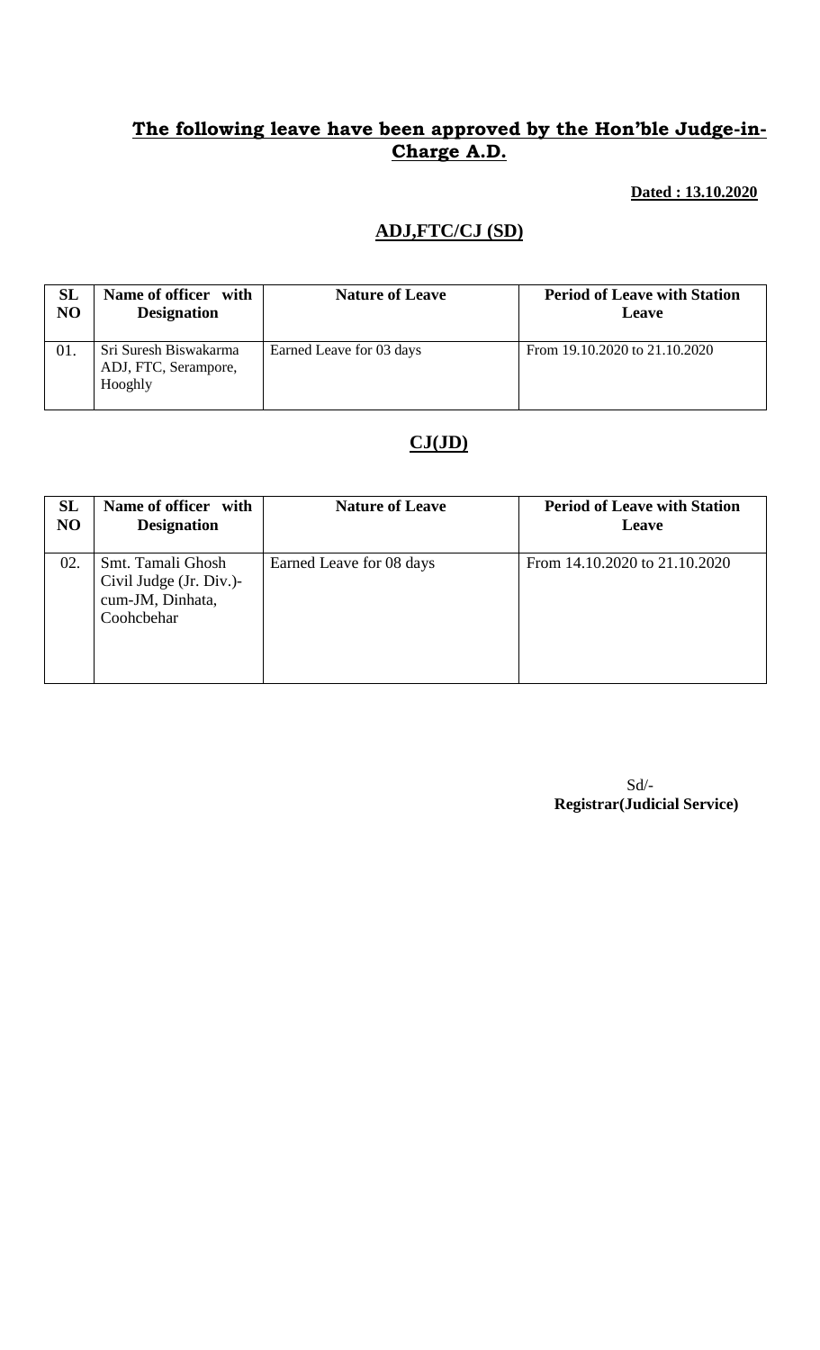## **The following leave have been approved by the Hon'ble Judge-in-Charge A.D.**

**Dated : 13.10.2020**

### **ADJ,FTC/CJ (SD)**

| SL NO | Name of officer with Designation | Nature of Leave | Period of Leave with Station Leave |
|---|---|---|---|
| 01. | Sri Suresh Biswakarma ADJ, FTC, Serampore, Hooghly | Earned Leave for 03 days | From 19.10.2020 to 21.10.2020 |

### **CJ(JD)**

| SL NO | Name of officer with Designation | Nature of Leave | Period of Leave with Station Leave |
|---|---|---|---|
| 02. | Smt. Tamali Ghosh Civil Judge (Jr. Div.)-cum-JM, Dinhata, Coohcbehar | Earned Leave for 08 days | From 14.10.2020 to 21.10.2020 |

Sd/-
**Registrar(Judicial Service)**